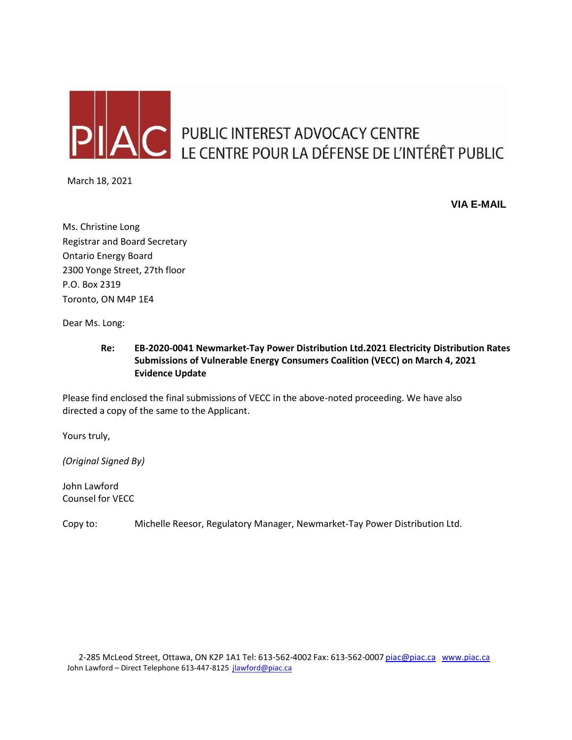**PIAC** PUBLIC INTEREST ADVOCACY CENTRE
LE CENTRE POUR LA DÉFENSE DE L'INTÉRÊT PUBLIC

March 18, 2021

**VIA E-MAIL**

Ms. Christine Long
Registrar and Board Secretary
Ontario Energy Board
2300 Yonge Street, 27th floor
P.O. Box 2319
Toronto, ON M4P 1E4

Dear Ms. Long:

**Re: EB-2020-0041 Newmarket-Tay Power Distribution Ltd.2021 Electricity Distribution Rates Submissions of Vulnerable Energy Consumers Coalition (VECC) on March 4, 2021 Evidence Update**

Please find enclosed the final submissions of VECC in the above-noted proceeding. We have also directed a copy of the same to the Applicant.

Yours truly,

*(Original Signed By)*

John Lawford
Counsel for VECC

Copy to: Michelle Reesor, Regulatory Manager, Newmarket-Tay Power Distribution Ltd.

2-285 McLeod Street, Ottawa, ON K2P 1A1 Tel: 613-562-4002 Fax: 613-562-0007 piac@piac.ca www.piac.ca
John Lawford – Direct Telephone 613-447-8125 jlawford@piac.ca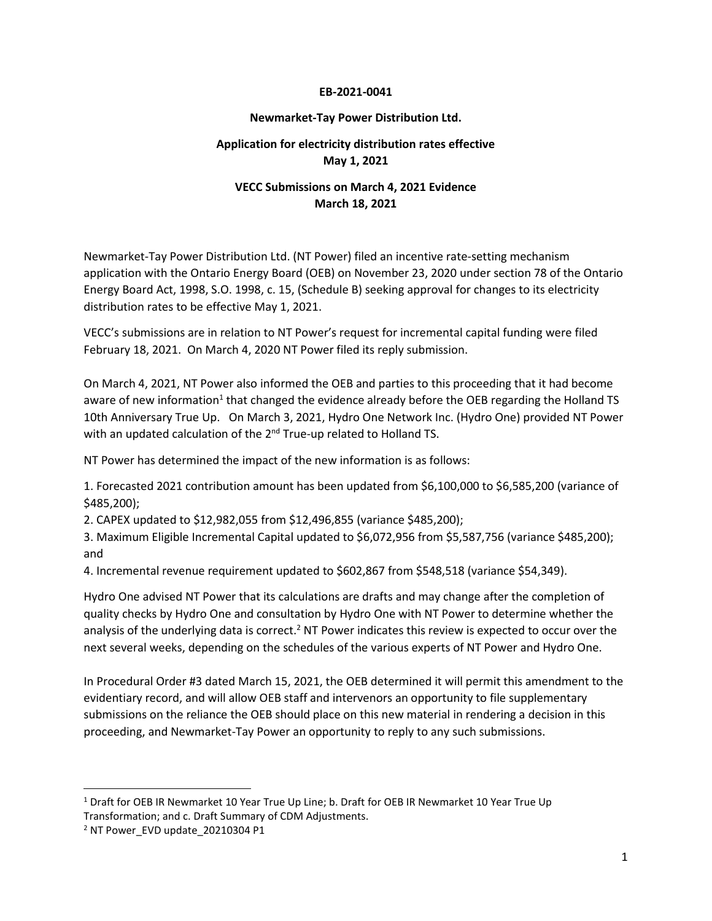**EB-2021-0041**

**Newmarket-Tay Power Distribution Ltd.**

**Application for electricity distribution rates effective May 1, 2021**

**VECC Submissions on March 4, 2021 Evidence March 18, 2021**

Newmarket-Tay Power Distribution Ltd. (NT Power) filed an incentive rate-setting mechanism application with the Ontario Energy Board (OEB) on November 23, 2020 under section 78 of the Ontario Energy Board Act, 1998, S.O. 1998, c. 15, (Schedule B) seeking approval for changes to its electricity distribution rates to be effective May 1, 2021.

VECC's submissions are in relation to NT Power's request for incremental capital funding were filed February 18, 2021. On March 4, 2020 NT Power filed its reply submission.

On March 4, 2021, NT Power also informed the OEB and parties to this proceeding that it had become aware of new information[1] that changed the evidence already before the OEB regarding the Holland TS 10th Anniversary True Up. On March 3, 2021, Hydro One Network Inc. (Hydro One) provided NT Power with an updated calculation of the 2nd True-up related to Holland TS.

NT Power has determined the impact of the new information is as follows:

1. Forecasted 2021 contribution amount has been updated from $6,100,000 to $6,585,200 (variance of $485,200);
2. CAPEX updated to $12,982,055 from $12,496,855 (variance $485,200);
3. Maximum Eligible Incremental Capital updated to $6,072,956 from $5,587,756 (variance $485,200); and
4. Incremental revenue requirement updated to $602,867 from $548,518 (variance $54,349).

Hydro One advised NT Power that its calculations are drafts and may change after the completion of quality checks by Hydro One and consultation by Hydro One with NT Power to determine whether the analysis of the underlying data is correct.[2] NT Power indicates this review is expected to occur over the next several weeks, depending on the schedules of the various experts of NT Power and Hydro One.

In Procedural Order #3 dated March 15, 2021, the OEB determined it will permit this amendment to the evidentiary record, and will allow OEB staff and intervenors an opportunity to file supplementary submissions on the reliance the OEB should place on this new material in rendering a decision in this proceeding, and Newmarket-Tay Power an opportunity to reply to any such submissions.

---

[1] Draft for OEB IR Newmarket 10 Year True Up Line; b. Draft for OEB IR Newmarket 10 Year True Up Transformation; and c. Draft Summary of CDM Adjustments.

[2] NT Power_EVD update_20210304 P1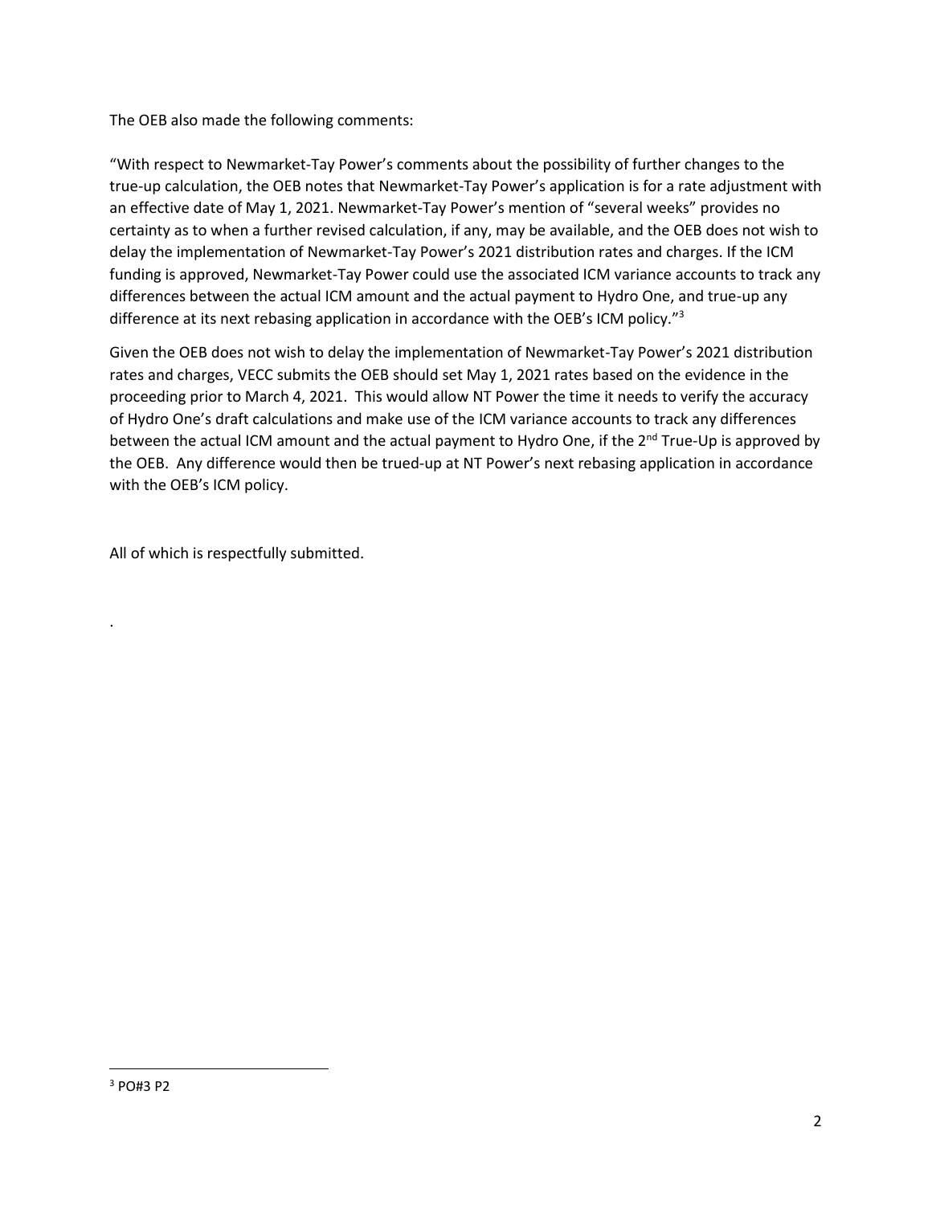The OEB also made the following comments:

"With respect to Newmarket-Tay Power's comments about the possibility of further changes to the true-up calculation, the OEB notes that Newmarket-Tay Power's application is for a rate adjustment with an effective date of May 1, 2021. Newmarket-Tay Power's mention of "several weeks" provides no certainty as to when a further revised calculation, if any, may be available, and the OEB does not wish to delay the implementation of Newmarket-Tay Power's 2021 distribution rates and charges. If the ICM funding is approved, Newmarket-Tay Power could use the associated ICM variance accounts to track any differences between the actual ICM amount and the actual payment to Hydro One, and true-up any difference at its next rebasing application in accordance with the OEB's ICM policy."[3]

Given the OEB does not wish to delay the implementation of Newmarket-Tay Power's 2021 distribution rates and charges, VECC submits the OEB should set May 1, 2021 rates based on the evidence in the proceeding prior to March 4, 2021. This would allow NT Power the time it needs to verify the accuracy of Hydro One's draft calculations and make use of the ICM variance accounts to track any differences between the actual ICM amount and the actual payment to Hydro One, if the 2nd True-Up is approved by the OEB. Any difference would then be trued-up at NT Power's next rebasing application in accordance with the OEB's ICM policy.

All of which is respectfully submitted.

.

[3] PO#3 P2